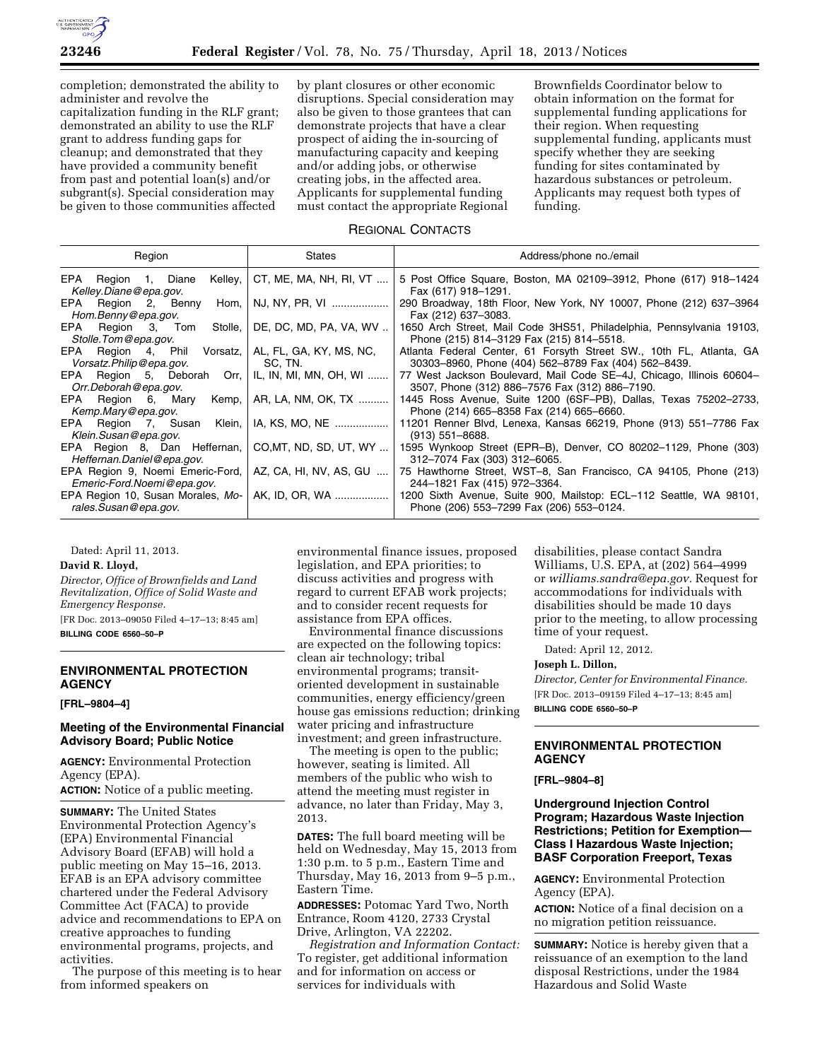completion; demonstrated the ability to administer and revolve the capitalization funding in the RLF grant; demonstrated an ability to use the RLF grant to address funding gaps for cleanup; and demonstrated that they have provided a community benefit from past and potential loan(s) and/or subgrant(s). Special consideration may be given to those communities affected by plant closures or other economic disruptions. Special consideration may also be given to those grantees that can demonstrate projects that have a clear prospect of aiding the in-sourcing of manufacturing capacity and keeping and/or adding jobs, or otherwise creating jobs, in the affected area. Applicants for supplemental funding must contact the appropriate Regional Brownfields Coordinator below to obtain information on the format for supplemental funding applications for their region. When requesting supplemental funding, applicants must specify whether they are seeking funding for sites contaminated by hazardous substances or petroleum. Applicants may request both types of funding.

REGIONAL CONTACTS

| Region | States | Address/phone no./email |
|---|---|---|
| EPA Region 1, Diane Kelley, *Kelley.Diane@epa.gov*. | CT, ME, MA, NH, RI, VT | 5 Post Office Square, Boston, MA 02109–3912, Phone (617) 918–1424 Fax (617) 918–1291. |
| EPA Region 2, Benny Hom, *Hom.Benny@epa.gov*. | NJ, NY, PR, VI | 290 Broadway, 18th Floor, New York, NY 10007, Phone (212) 637–3964 Fax (212) 637–3083. |
| EPA Region 3, Tom Stolle, *Stolle.Tom@epa.gov*. | DE, DC, MD, PA, VA, WV | 1650 Arch Street, Mail Code 3HS51, Philadelphia, Pennsylvania 19103, Phone (215) 814–3129 Fax (215) 814–5518. |
| EPA Region 4, Phil Vorsatz, *Vorsatz.Philip@epa.gov*. | AL, FL, GA, KY, MS, NC, SC, TN. | Atlanta Federal Center, 61 Forsyth Street SW., 10th FL, Atlanta, GA 30303–8960, Phone (404) 562–8789 Fax (404) 562–8439. |
| EPA Region 5, Deborah Orr, *Orr.Deborah@epa.gov*. | IL, IN, MI, MN, OH, WI | 77 West Jackson Boulevard, Mail Code SE–4J, Chicago, Illinois 60604–3507, Phone (312) 886–7576 Fax (312) 886–7190. |
| EPA Region 6, Mary Kemp, *Kemp.Mary@epa.gov*. | AR, LA, NM, OK, TX | 1445 Ross Avenue, Suite 1200 (6SF–PB), Dallas, Texas 75202–2733, Phone (214) 665–8358 Fax (214) 665–6660. |
| EPA Region 7, Susan Klein, *Klein.Susan@epa.gov*. | IA, KS, MO, NE | 11201 Renner Blvd, Lenexa, Kansas 66219, Phone (913) 551–7786 Fax (913) 551–8688. |
| EPA Region 8, Dan Heffernan, *Heffernan.Daniel@epa.gov*. | CO,MT, ND, SD, UT, WY | 1595 Wynkoop Street (EPR–B), Denver, CO 80202–1129, Phone (303) 312–7074 Fax (303) 312–6065. |
| EPA Region 9, Noemi Emeric-Ford, *Emeric-Ford.Noemi@epa.gov*. | AZ, CA, HI, NV, AS, GU | 75 Hawthorne Street, WST–8, San Francisco, CA 94105, Phone (213) 244–1821 Fax (415) 972–3364. |
| EPA Region 10, Susan Morales, *Morales.Susan@epa.gov*. | AK, ID, OR, WA | 1200 Sixth Avenue, Suite 900, Mailstop: ECL–112 Seattle, WA 98101, Phone (206) 553–7299 Fax (206) 553–0124. |

Dated: April 11, 2013.

**David R. Lloyd,**

*Director, Office of Brownfields and Land Revitalization, Office of Solid Waste and Emergency Response.*

[FR Doc. 2013–09050 Filed 4–17–13; 8:45 am]

**BILLING CODE 6560–50–P**

## ENVIRONMENTAL PROTECTION AGENCY

**[FRL–9804–4]**

### Meeting of the Environmental Financial Advisory Board; Public Notice

**AGENCY:** Environmental Protection Agency (EPA).

**ACTION:** Notice of a public meeting.

**SUMMARY:** The United States Environmental Protection Agency's (EPA) Environmental Financial Advisory Board (EFAB) will hold a public meeting on May 15–16, 2013. EFAB is an EPA advisory committee chartered under the Federal Advisory Committee Act (FACA) to provide advice and recommendations to EPA on creative approaches to funding environmental programs, projects, and activities.

The purpose of this meeting is to hear from informed speakers on environmental finance issues, proposed legislation, and EPA priorities; to discuss activities and progress with regard to current EFAB work projects; and to consider recent requests for assistance from EPA offices.

Environmental finance discussions are expected on the following topics: clean air technology; tribal environmental programs; transit-oriented development in sustainable communities, energy efficiency/green house gas emissions reduction; drinking water pricing and infrastructure investment; and green infrastructure.

The meeting is open to the public; however, seating is limited. All members of the public who wish to attend the meeting must register in advance, no later than Friday, May 3, 2013.

**DATES:** The full board meeting will be held on Wednesday, May 15, 2013 from 1:30 p.m. to 5 p.m., Eastern Time and Thursday, May 16, 2013 from 9–5 p.m., Eastern Time.

**ADDRESSES:** Potomac Yard Two, North Entrance, Room 4120, 2733 Crystal Drive, Arlington, VA 22202.

*Registration and Information Contact:* To register, get additional information and for information on access or services for individuals with disabilities, please contact Sandra Williams, U.S. EPA, at (202) 564–4999 or *williams.sandra@epa.gov*. Request for accommodations for individuals with disabilities should be made 10 days prior to the meeting, to allow processing time of your request.

Dated: April 12, 2012.

**Joseph L. Dillon,**

*Director, Center for Environmental Finance.*

[FR Doc. 2013–09159 Filed 4–17–13; 8:45 am]

**BILLING CODE 6560–50–P**

## ENVIRONMENTAL PROTECTION AGENCY

**[FRL–9804–8]**

### Underground Injection Control Program; Hazardous Waste Injection Restrictions; Petition for Exemption—Class I Hazardous Waste Injection; BASF Corporation Freeport, Texas

**AGENCY:** Environmental Protection Agency (EPA).

**ACTION:** Notice of a final decision on a no migration petition reissuance.

**SUMMARY:** Notice is hereby given that a reissuance of an exemption to the land disposal Restrictions, under the 1984 Hazardous and Solid Waste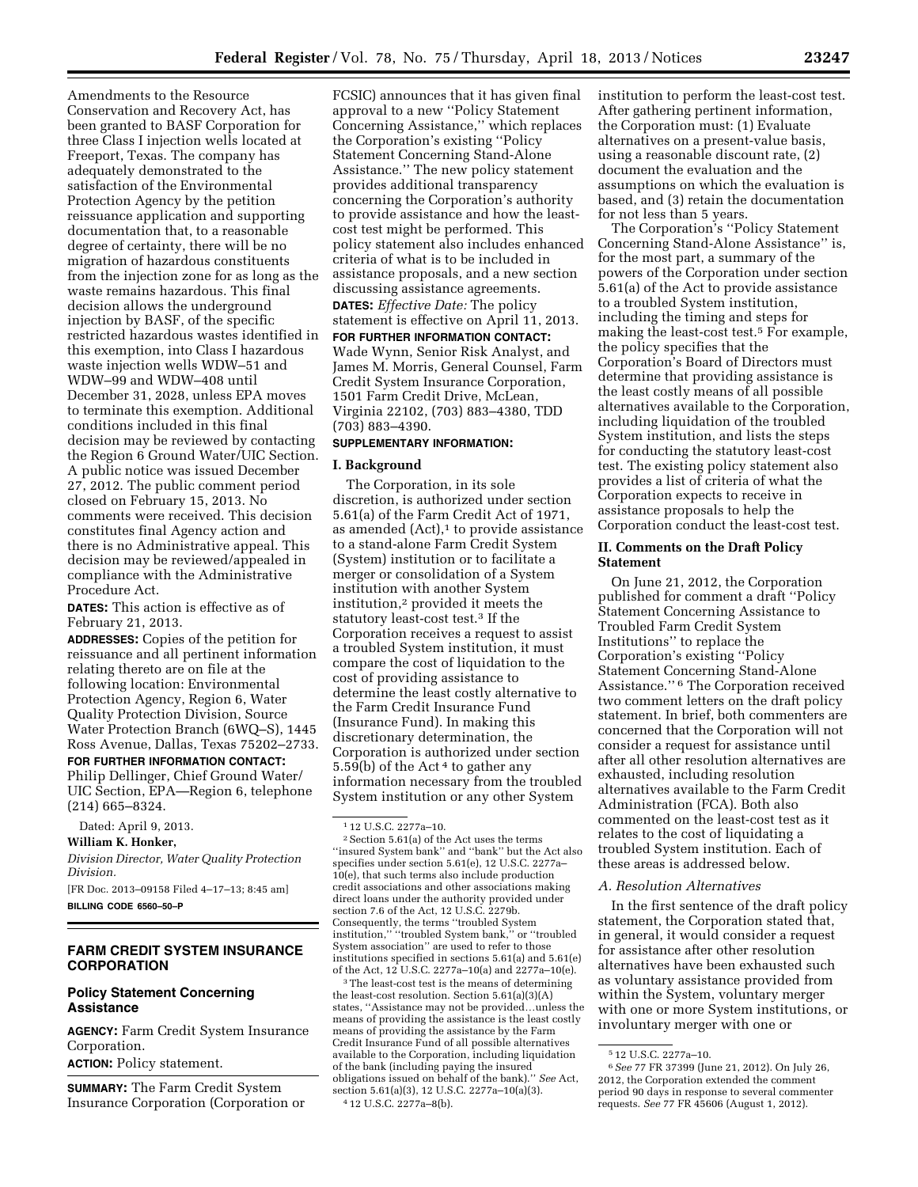Amendments to the Resource Conservation and Recovery Act, has been granted to BASF Corporation for three Class I injection wells located at Freeport, Texas. The company has adequately demonstrated to the satisfaction of the Environmental Protection Agency by the petition reissuance application and supporting documentation that, to a reasonable degree of certainty, there will be no migration of hazardous constituents from the injection zone for as long as the waste remains hazardous. This final decision allows the underground injection by BASF, of the specific restricted hazardous wastes identified in this exemption, into Class I hazardous waste injection wells WDW–51 and WDW–99 and WDW–408 until December 31, 2028, unless EPA moves to terminate this exemption. Additional conditions included in this final decision may be reviewed by contacting the Region 6 Ground Water/UIC Section. A public notice was issued December 27, 2012. The public comment period closed on February 15, 2013. No comments were received. This decision constitutes final Agency action and there is no Administrative appeal. This decision may be reviewed/appealed in compliance with the Administrative Procedure Act.

**DATES:** This action is effective as of February 21, 2013.

**ADDRESSES:** Copies of the petition for reissuance and all pertinent information relating thereto are on file at the following location: Environmental Protection Agency, Region 6, Water Quality Protection Division, Source Water Protection Branch (6WQ–S), 1445 Ross Avenue, Dallas, Texas 75202–2733.

**FOR FURTHER INFORMATION CONTACT:** Philip Dellinger, Chief Ground Water/UIC Section, EPA—Region 6, telephone (214) 665–8324.

Dated: April 9, 2013.

**William K. Honker,**

*Division Director, Water Quality Protection Division.*

[FR Doc. 2013–09158 Filed 4–17–13; 8:45 am]

**BILLING CODE 6560–50–P**

## FARM CREDIT SYSTEM INSURANCE CORPORATION

### Policy Statement Concerning Assistance

**AGENCY:** Farm Credit System Insurance Corporation.

**ACTION:** Policy statement.

**SUMMARY:** The Farm Credit System Insurance Corporation (Corporation or FCSIC) announces that it has given final approval to a new ''Policy Statement Concerning Assistance,'' which replaces the Corporation's existing ''Policy Statement Concerning Stand-Alone Assistance.'' The new policy statement provides additional transparency concerning the Corporation's authority to provide assistance and how the least-cost test might be performed. This policy statement also includes enhanced criteria of what is to be included in assistance proposals, and a new section discussing assistance agreements.

**DATES:** *Effective Date:* The policy statement is effective on April 11, 2013.

**FOR FURTHER INFORMATION CONTACT:** Wade Wynn, Senior Risk Analyst, and James M. Morris, General Counsel, Farm Credit System Insurance Corporation, 1501 Farm Credit Drive, McLean, Virginia 22102, (703) 883–4380, TDD (703) 883–4390.

**SUPPLEMENTARY INFORMATION:**

#### I. Background

The Corporation, in its sole discretion, is authorized under section 5.61(a) of the Farm Credit Act of 1971, as amended (Act),[1] to provide assistance to a stand-alone Farm Credit System (System) institution or to facilitate a merger or consolidation of a System institution with another System institution,[2] provided it meets the statutory least-cost test.[3] If the Corporation receives a request to assist a troubled System institution, it must compare the cost of liquidation to the cost of providing assistance to determine the least costly alternative to the Farm Credit Insurance Fund (Insurance Fund). In making this discretionary determination, the Corporation is authorized under section 5.59(b) of the Act[4] to gather any information necessary from the troubled System institution or any other System institution to perform the least-cost test. After gathering pertinent information, the Corporation must: (1) Evaluate alternatives on a present-value basis, using a reasonable discount rate, (2) document the evaluation and the assumptions on which the evaluation is based, and (3) retain the documentation for not less than 5 years.

The Corporation's ''Policy Statement Concerning Stand-Alone Assistance'' is, for the most part, a summary of the powers of the Corporation under section 5.61(a) of the Act to provide assistance to a troubled System institution, including the timing and steps for making the least-cost test.[5] For example, the policy specifies that the Corporation's Board of Directors must determine that providing assistance is the least costly means of all possible alternatives available to the Corporation, including liquidation of the troubled System institution, and lists the steps for conducting the statutory least-cost test. The existing policy statement also provides a list of criteria of what the Corporation expects to receive in assistance proposals to help the Corporation conduct the least-cost test.

#### II. Comments on the Draft Policy Statement

On June 21, 2012, the Corporation published for comment a draft ''Policy Statement Concerning Assistance to Troubled Farm Credit System Institutions'' to replace the Corporation's existing ''Policy Statement Concerning Stand-Alone Assistance.''[6] The Corporation received two comment letters on the draft policy statement. In brief, both commenters are concerned that the Corporation will not consider a request for assistance until after all other resolution alternatives are exhausted, including resolution alternatives available to the Farm Credit Administration (FCA). Both also commented on the least-cost test as it relates to the cost of liquidating a troubled System institution. Each of these areas is addressed below.

##### A. Resolution Alternatives

In the first sentence of the draft policy statement, the Corporation stated that, in general, it would consider a request for assistance after other resolution alternatives have been exhausted such as voluntary assistance provided from within the System, voluntary merger with one or more System institutions, or involuntary merger with one or

---

[1] 12 U.S.C. 2277a–10.

[2] Section 5.61(a) of the Act uses the terms ''insured System bank'' and ''bank'' but the Act also specifies under section 5.61(e), 12 U.S.C. 2277a–10(e), that such terms also include production credit associations and other associations making direct loans under the authority provided under section 7.6 of the Act, 12 U.S.C. 2279b. Consequently, the terms ''troubled System institution,'' ''troubled System bank,'' or ''troubled System association'' are used to refer to those institutions specified in sections 5.61(a) and 5.61(e) of the Act, 12 U.S.C. 2277a–10(a) and 2277a–10(e).

[3] The least-cost test is the means of determining the least-cost resolution. Section 5.61(a)(3)(A) states, ''Assistance may not be provided…unless the means of providing the assistance is the least costly means of providing the assistance by the Farm Credit Insurance Fund of all possible alternatives available to the Corporation, including liquidation of the bank (including paying the insured obligations issued on behalf of the bank).'' *See* Act, section 5.61(a)(3), 12 U.S.C. 2277a–10(a)(3).

[4] 12 U.S.C. 2277a–8(b).

[5] 12 U.S.C. 2277a–10.

[6] *See* 77 FR 37399 (June 21, 2012). On July 26, 2012, the Corporation extended the comment period 90 days in response to several commenter requests. *See* 77 FR 45606 (August 1, 2012).